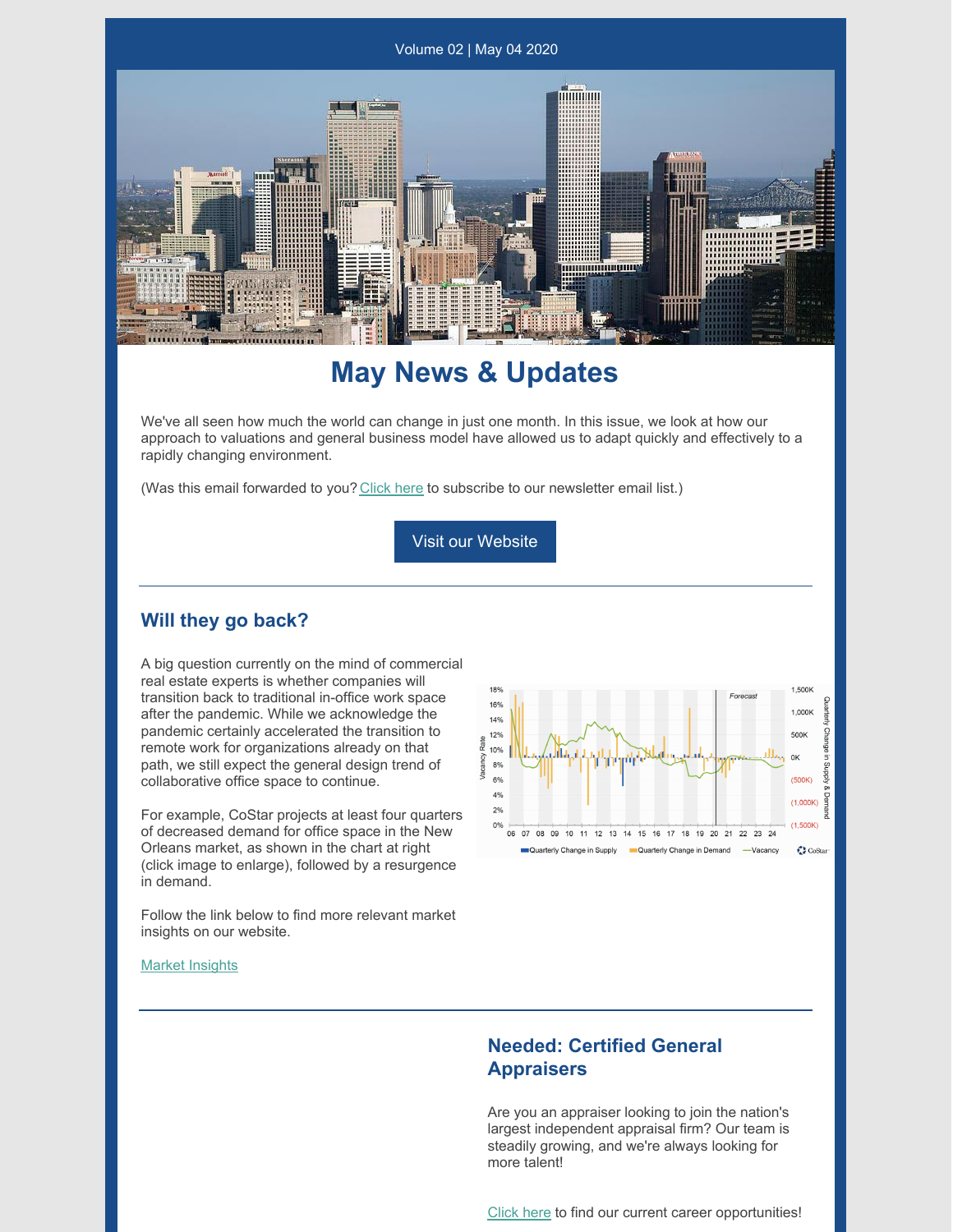Volume 02 | May 04 2020

# May News & Updates

We've all seen how much the world can change in just one month. In this issue, we look at how our approach to valuations and general business model have allowed us to adapt quickly and effectively to a rapidly changing environment.

(Was this email forwarded to you? Click here to subscribe to our newsletter email list.)

Visit our Website

---

## Will they go back?

A big question currently on the mind of commercial real estate experts is whether companies will transition back to traditional in-office work space after the pandemic. While we acknowledge the pandemic certainly accelerated the transition to remote work for organizations already on that path, we still expect the general design trend of collaborative office space to continue.

For example, CoStar projects at least four quarters of decreased demand for office space in the New Orleans market, as shown in the chart at right (click image to enlarge), followed by a resurgence in demand.

Follow the link below to find more relevant market insights on our website.

Market Insights

---

## Needed: Certified General Appraisers

Are you an appraiser looking to join the nation's largest independent appraisal firm? Our team is steadily growing, and we're always looking for more talent!

Click here to find our current career opportunities!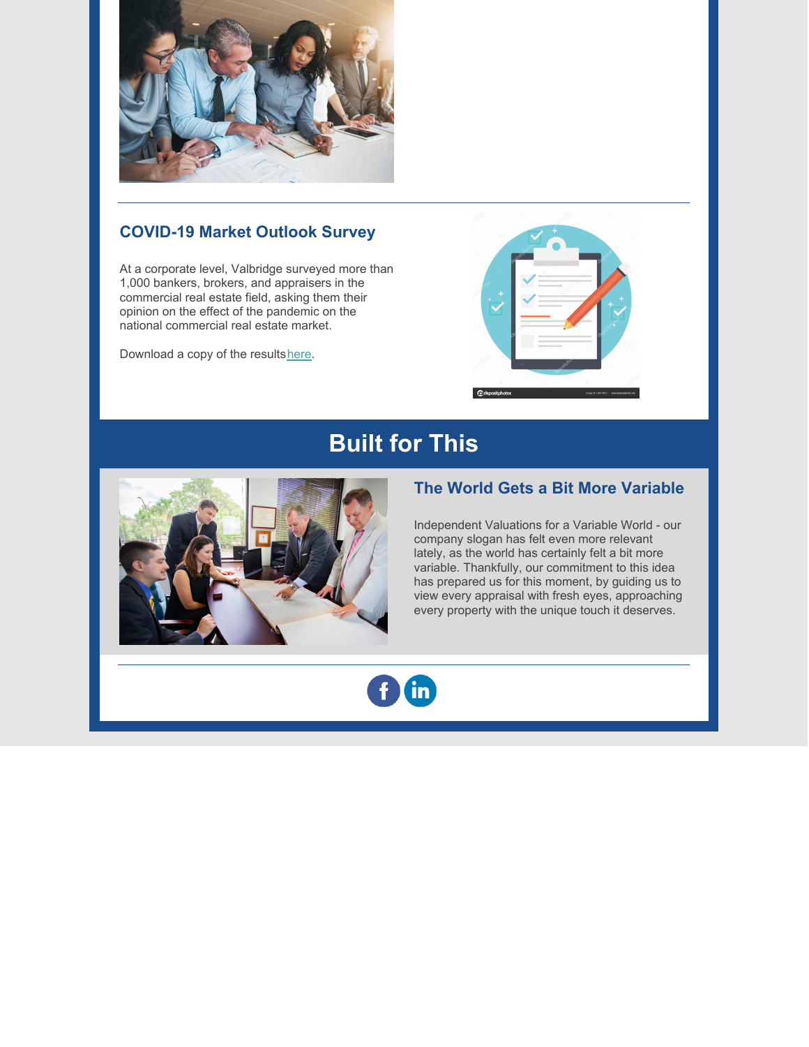## COVID-19 Market Outlook Survey

At a corporate level, Valbridge surveyed more than 1,000 bankers, brokers, and appraisers in the commercial real estate field, asking them their opinion on the effect of the pandemic on the national commercial real estate market.

Download a copy of the results here.

# Built for This

## The World Gets a Bit More Variable

Independent Valuations for a Variable World - our company slogan has felt even more relevant lately, as the world has certainly felt a bit more variable. Thankfully, our commitment to this idea has prepared us for this moment, by guiding us to view every appraisal with fresh eyes, approaching every property with the unique touch it deserves.